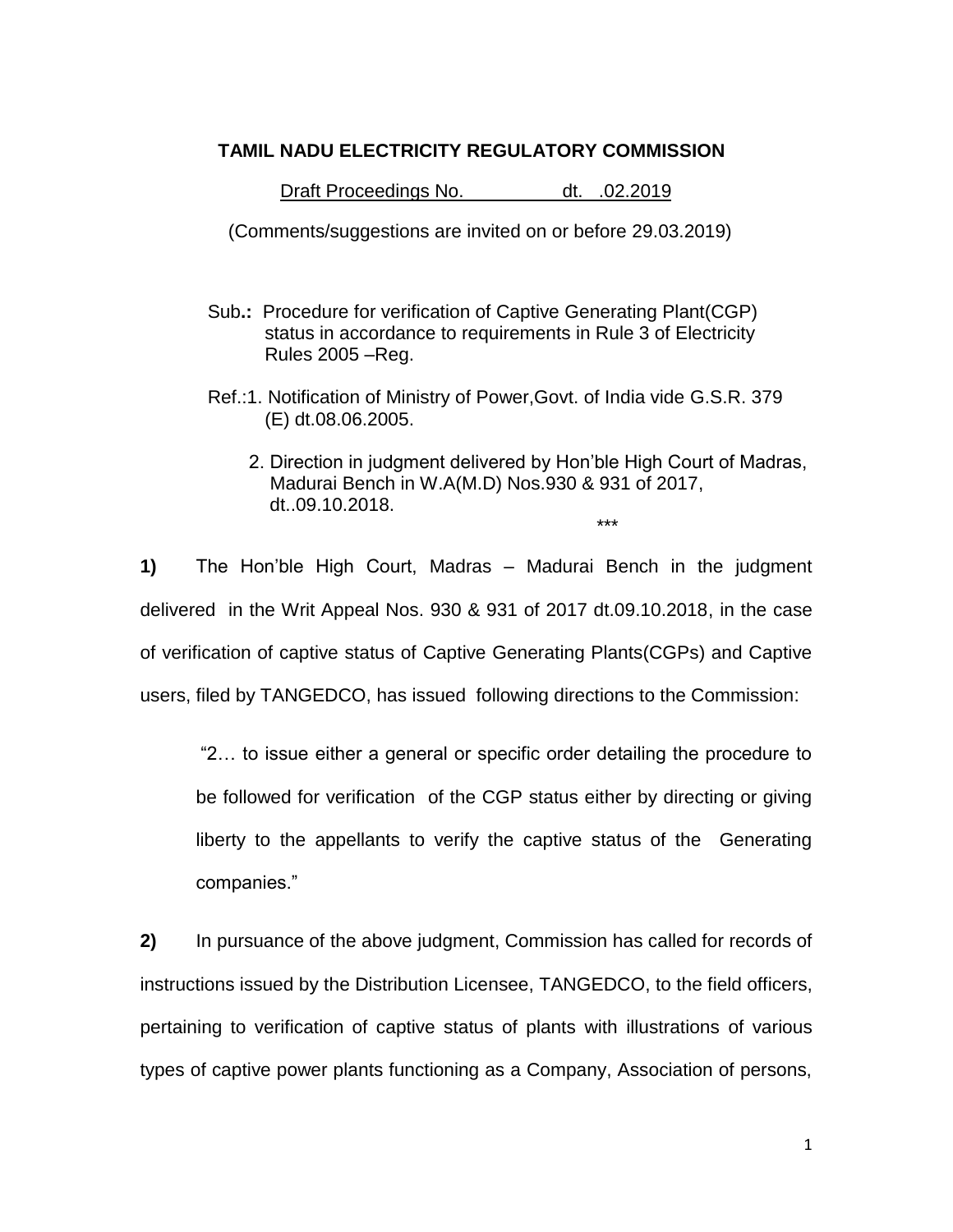**TAMIL NADU ELECTRICITY REGULATORY COMMISSION**

Draft Proceedings No.              dt.   .02.2019

(Comments/suggestions are invited on or before 29.03.2019)

Sub.: Procedure for verification of Captive Generating Plant(CGP) status in accordance to requirements in Rule 3 of Electricity Rules 2005 –Reg.

Ref.:1. Notification of Ministry of Power,Govt. of India vide G.S.R. 379 (E) dt.08.06.2005.

2. Direction in judgment delivered by Hon'ble High Court of Madras, Madurai Bench in W.A(M.D) Nos.930 & 931 of 2017, dt..09.10.2018.

\*\*\*

**1)** The Hon'ble High Court, Madras – Madurai Bench in the judgment delivered in the Writ Appeal Nos. 930 & 931 of 2017 dt.09.10.2018, in the case of verification of captive status of Captive Generating Plants(CGPs) and Captive users, filed by TANGEDCO, has issued following directions to the Commission:

> "2… to issue either a general or specific order detailing the procedure to be followed for verification of the CGP status either by directing or giving liberty to the appellants to verify the captive status of the Generating companies."

**2)** In pursuance of the above judgment, Commission has called for records of instructions issued by the Distribution Licensee, TANGEDCO, to the field officers, pertaining to verification of captive status of plants with illustrations of various types of captive power plants functioning as a Company, Association of persons,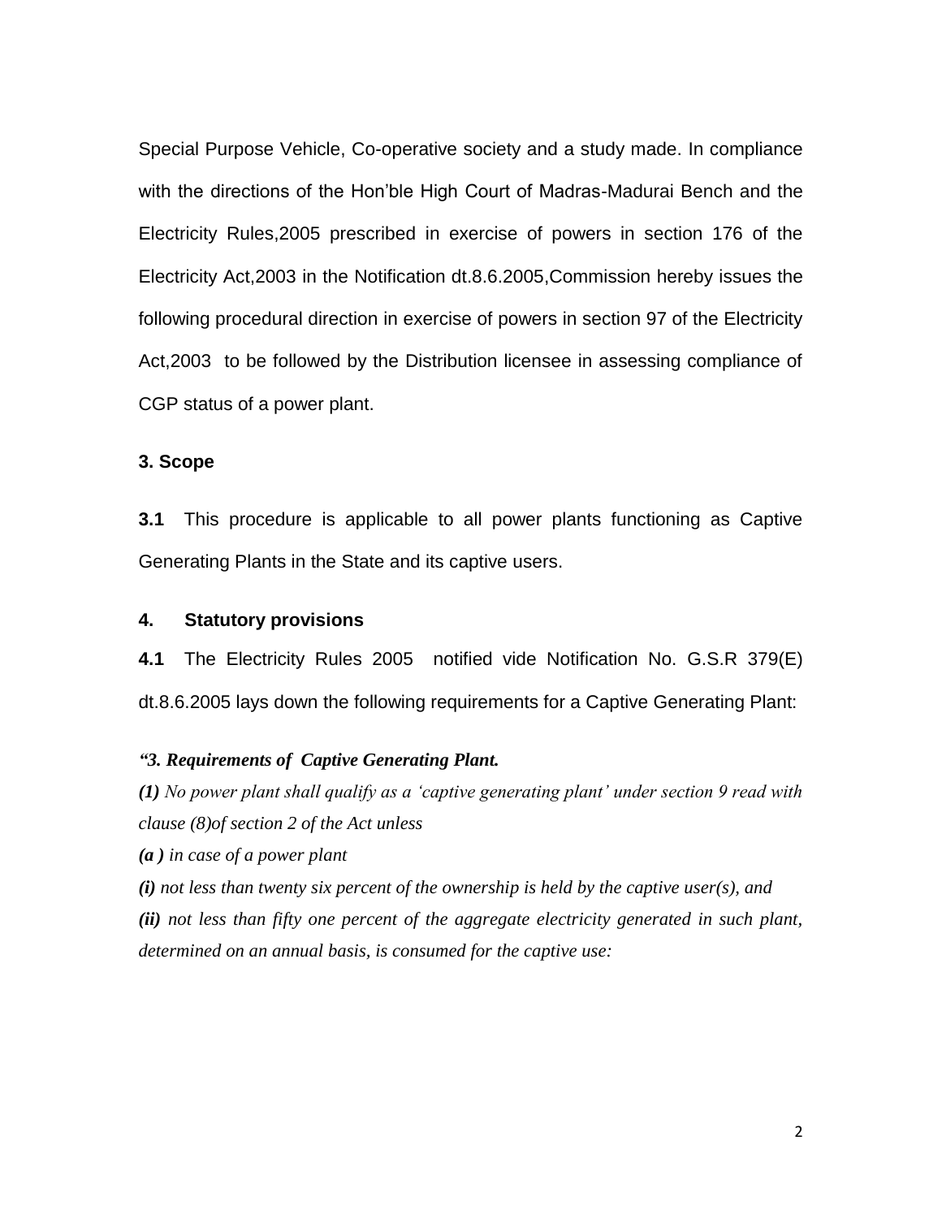Special Purpose Vehicle, Co-operative society and a study made. In compliance with the directions of the Hon'ble High Court of Madras-Madurai Bench and the Electricity Rules,2005 prescribed in exercise of powers in section 176 of the Electricity Act,2003 in the Notification dt.8.6.2005,Commission hereby issues the following procedural direction in exercise of powers in section 97 of the Electricity Act,2003 to be followed by the Distribution licensee in assessing compliance of CGP status of a power plant.

**3. Scope**

**3.1** This procedure is applicable to all power plants functioning as Captive Generating Plants in the State and its captive users.

**4. Statutory provisions**

**4.1** The Electricity Rules 2005 notified vide Notification No. G.S.R 379(E) dt.8.6.2005 lays down the following requirements for a Captive Generating Plant:

***"3. Requirements of Captive Generating Plant.***

***(1)*** *No power plant shall qualify as a 'captive generating plant' under section 9 read with clause (8)of section 2 of the Act unless*

***(a )*** *in case of a power plant*

***(i)*** *not less than twenty six percent of the ownership is held by the captive user(s), and*

***(ii)*** *not less than fifty one percent of the aggregate electricity generated in such plant, determined on an annual basis, is consumed for the captive use:*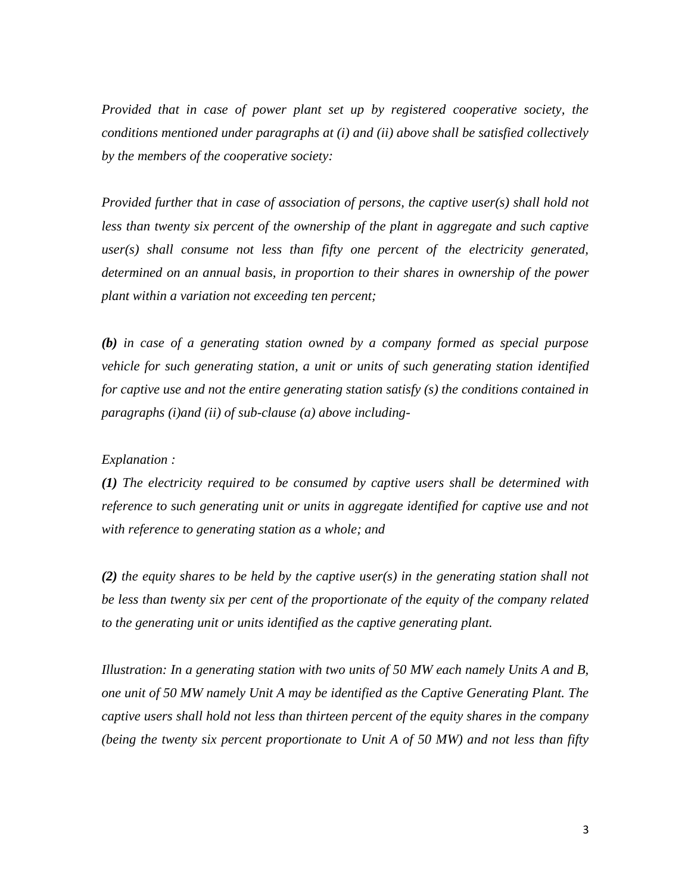*Provided that in case of power plant set up by registered cooperative society, the conditions mentioned under paragraphs at (i) and (ii) above shall be satisfied collectively by the members of the cooperative society:*

*Provided further that in case of association of persons, the captive user(s) shall hold not less than twenty six percent of the ownership of the plant in aggregate and such captive user(s) shall consume not less than fifty one percent of the electricity generated, determined on an annual basis, in proportion to their shares in ownership of the power plant within a variation not exceeding ten percent;*

***(b)*** *in case of a generating station owned by a company formed as special purpose vehicle for such generating station, a unit or units of such generating station identified for captive use and not the entire generating station satisfy (s) the conditions contained in paragraphs (i)and (ii) of sub-clause (a) above including-*

*Explanation :*

***(1)*** *The electricity required to be consumed by captive users shall be determined with reference to such generating unit or units in aggregate identified for captive use and not with reference to generating station as a whole; and*

***(2)*** *the equity shares to be held by the captive user(s) in the generating station shall not be less than twenty six per cent of the proportionate of the equity of the company related to the generating unit or units identified as the captive generating plant.*

*Illustration: In a generating station with two units of 50 MW each namely Units A and B, one unit of 50 MW namely Unit A may be identified as the Captive Generating Plant. The captive users shall hold not less than thirteen percent of the equity shares in the company (being the twenty six percent proportionate to Unit A of 50 MW) and not less than fifty*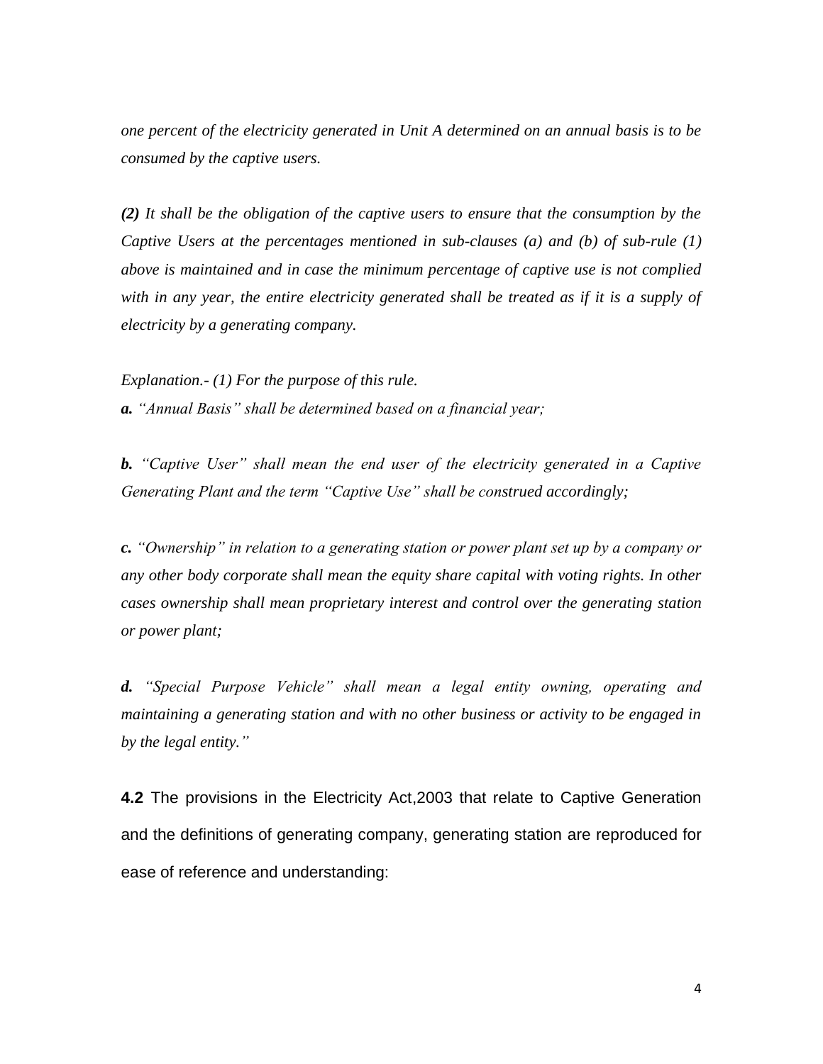*one percent of the electricity generated in Unit A determined on an annual basis is to be consumed by the captive users.*

***(2)*** *It shall be the obligation of the captive users to ensure that the consumption by the Captive Users at the percentages mentioned in sub-clauses (a) and (b) of sub-rule (1) above is maintained and in case the minimum percentage of captive use is not complied with in any year, the entire electricity generated shall be treated as if it is a supply of electricity by a generating company.*

*Explanation.- (1) For the purpose of this rule.*

***a.*** *"Annual Basis" shall be determined based on a financial year;*

***b.*** *"Captive User" shall mean the end user of the electricity generated in a Captive Generating Plant and the term "Captive Use" shall be construed accordingly;*

***c.*** *"Ownership" in relation to a generating station or power plant set up by a company or any other body corporate shall mean the equity share capital with voting rights. In other cases ownership shall mean proprietary interest and control over the generating station or power plant;*

***d.*** *"Special Purpose Vehicle" shall mean a legal entity owning, operating and maintaining a generating station and with no other business or activity to be engaged in by the legal entity."*

**4.2** The provisions in the Electricity Act,2003 that relate to Captive Generation and the definitions of generating company, generating station are reproduced for ease of reference and understanding: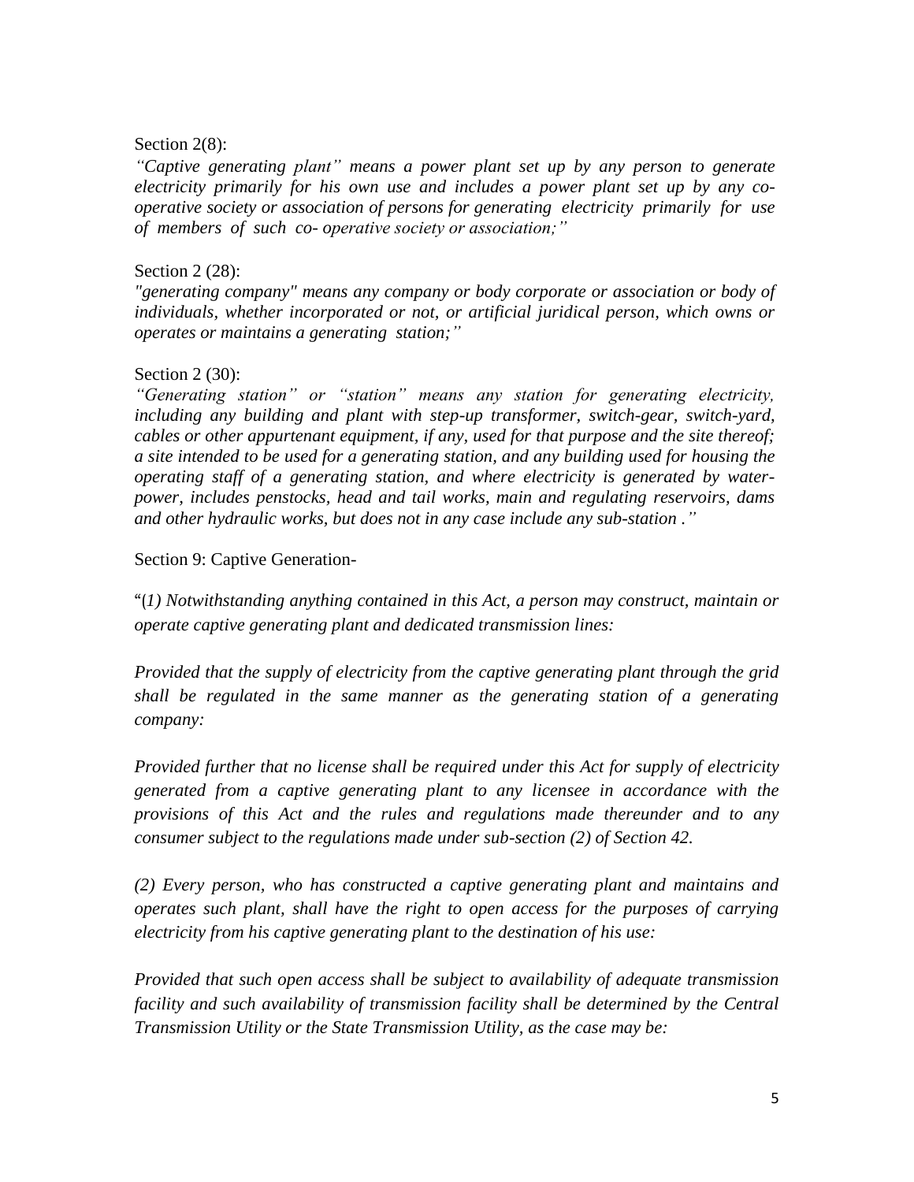Section 2(8):

*"Captive generating plant" means a power plant set up by any person to generate electricity primarily for his own use and includes a power plant set up by any co-operative society or association of persons for generating electricity primarily for use of members of such co- operative society or association;"*

Section 2 (28):

*"generating company" means any company or body corporate or association or body of individuals, whether incorporated or not, or artificial juridical person, which owns or operates or maintains a generating station;"*

Section 2 (30):

*"Generating station" or "station" means any station for generating electricity, including any building and plant with step-up transformer, switch-gear, switch-yard, cables or other appurtenant equipment, if any, used for that purpose and the site thereof; a site intended to be used for a generating station, and any building used for housing the operating staff of a generating station, and where electricity is generated by water-power, includes penstocks, head and tail works, main and regulating reservoirs, dams and other hydraulic works, but does not in any case include any sub-station ."*

Section 9: Captive Generation-

"*(1) Notwithstanding anything contained in this Act, a person may construct, maintain or operate captive generating plant and dedicated transmission lines:*

*Provided that the supply of electricity from the captive generating plant through the grid shall be regulated in the same manner as the generating station of a generating company:*

*Provided further that no license shall be required under this Act for supply of electricity generated from a captive generating plant to any licensee in accordance with the provisions of this Act and the rules and regulations made thereunder and to any consumer subject to the regulations made under sub-section (2) of Section 42.*

*(2) Every person, who has constructed a captive generating plant and maintains and operates such plant, shall have the right to open access for the purposes of carrying electricity from his captive generating plant to the destination of his use:*

*Provided that such open access shall be subject to availability of adequate transmission facility and such availability of transmission facility shall be determined by the Central Transmission Utility or the State Transmission Utility, as the case may be:*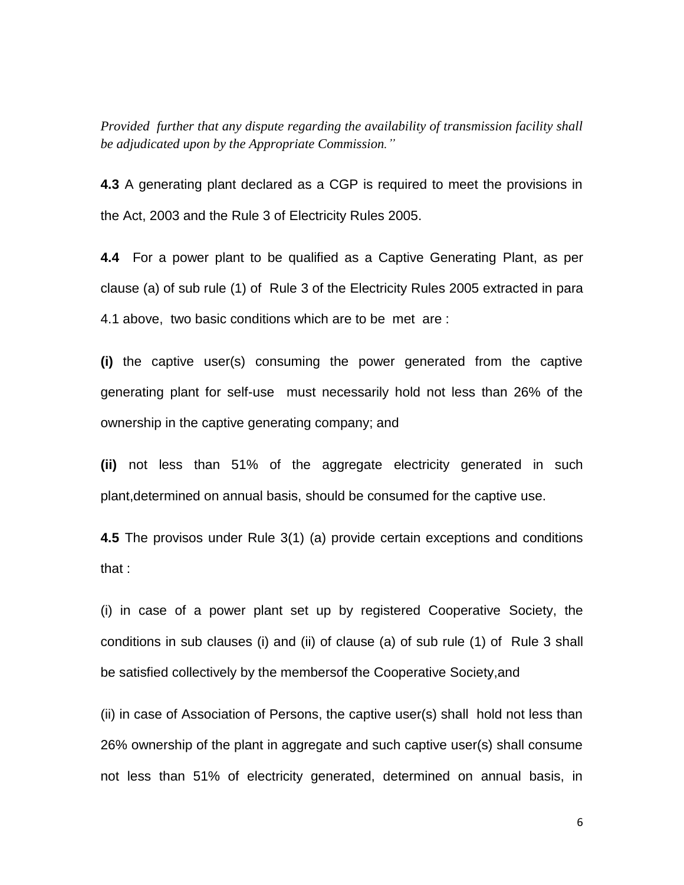*Provided further that any dispute regarding the availability of transmission facility shall be adjudicated upon by the Appropriate Commission."*

**4.3** A generating plant declared as a CGP is required to meet the provisions in the Act, 2003 and the Rule 3 of Electricity Rules 2005.

**4.4** For a power plant to be qualified as a Captive Generating Plant, as per clause (a) of sub rule (1) of Rule 3 of the Electricity Rules 2005 extracted in para 4.1 above, two basic conditions which are to be met are :

**(i)** the captive user(s) consuming the power generated from the captive generating plant for self-use must necessarily hold not less than 26% of the ownership in the captive generating company; and

**(ii)** not less than 51% of the aggregate electricity generated in such plant,determined on annual basis, should be consumed for the captive use.

**4.5** The provisos under Rule 3(1) (a) provide certain exceptions and conditions that :

(i) in case of a power plant set up by registered Cooperative Society, the conditions in sub clauses (i) and (ii) of clause (a) of sub rule (1) of Rule 3 shall be satisfied collectively by the membersof the Cooperative Society,and

(ii) in case of Association of Persons, the captive user(s) shall hold not less than 26% ownership of the plant in aggregate and such captive user(s) shall consume not less than 51% of electricity generated, determined on annual basis, in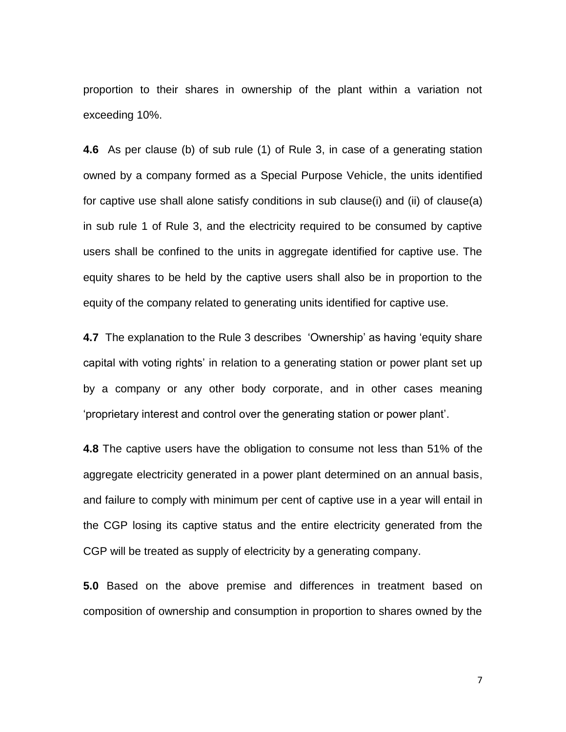proportion to their shares in ownership of the plant within a variation not exceeding 10%.

**4.6** As per clause (b) of sub rule (1) of Rule 3, in case of a generating station owned by a company formed as a Special Purpose Vehicle, the units identified for captive use shall alone satisfy conditions in sub clause(i) and (ii) of clause(a) in sub rule 1 of Rule 3, and the electricity required to be consumed by captive users shall be confined to the units in aggregate identified for captive use. The equity shares to be held by the captive users shall also be in proportion to the equity of the company related to generating units identified for captive use.

**4.7** The explanation to the Rule 3 describes 'Ownership' as having 'equity share capital with voting rights' in relation to a generating station or power plant set up by a company or any other body corporate, and in other cases meaning 'proprietary interest and control over the generating station or power plant'.

**4.8** The captive users have the obligation to consume not less than 51% of the aggregate electricity generated in a power plant determined on an annual basis, and failure to comply with minimum per cent of captive use in a year will entail in the CGP losing its captive status and the entire electricity generated from the CGP will be treated as supply of electricity by a generating company.

**5.0** Based on the above premise and differences in treatment based on composition of ownership and consumption in proportion to shares owned by the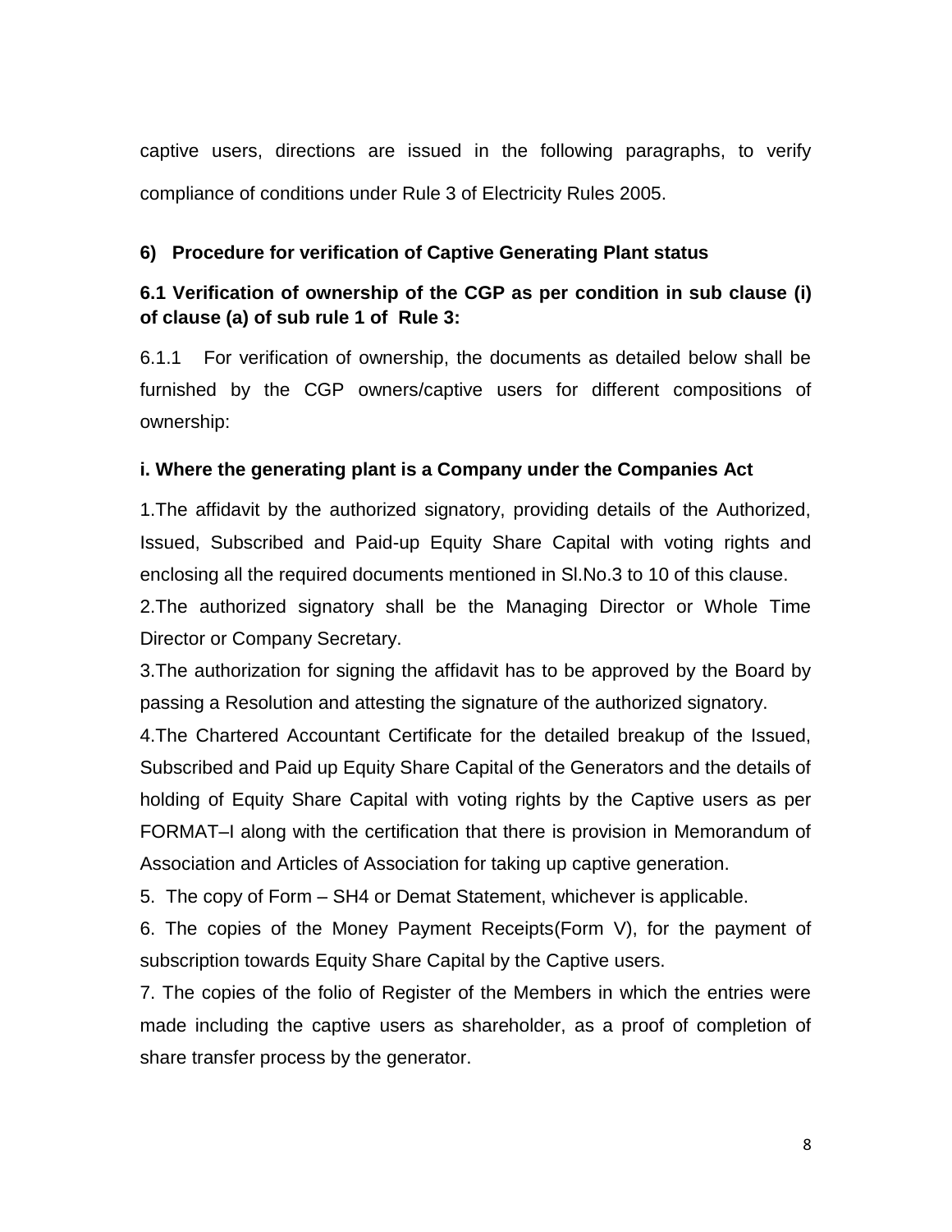captive users, directions are issued in the following paragraphs, to verify compliance of conditions under Rule 3 of Electricity Rules 2005.

**6) Procedure for verification of Captive Generating Plant status**

**6.1 Verification of ownership of the CGP as per condition in sub clause (i) of clause (a) of sub rule 1 of Rule 3:**

6.1.1 For verification of ownership, the documents as detailed below shall be furnished by the CGP owners/captive users for different compositions of ownership:

**i. Where the generating plant is a Company under the Companies Act**

1.The affidavit by the authorized signatory, providing details of the Authorized, Issued, Subscribed and Paid-up Equity Share Capital with voting rights and enclosing all the required documents mentioned in Sl.No.3 to 10 of this clause.

2.The authorized signatory shall be the Managing Director or Whole Time Director or Company Secretary.

3.The authorization for signing the affidavit has to be approved by the Board by passing a Resolution and attesting the signature of the authorized signatory.

4.The Chartered Accountant Certificate for the detailed breakup of the Issued, Subscribed and Paid up Equity Share Capital of the Generators and the details of holding of Equity Share Capital with voting rights by the Captive users as per FORMAT–I along with the certification that there is provision in Memorandum of Association and Articles of Association for taking up captive generation.

5. The copy of Form – SH4 or Demat Statement, whichever is applicable.

6. The copies of the Money Payment Receipts(Form V), for the payment of subscription towards Equity Share Capital by the Captive users.

7. The copies of the folio of Register of the Members in which the entries were made including the captive users as shareholder, as a proof of completion of share transfer process by the generator.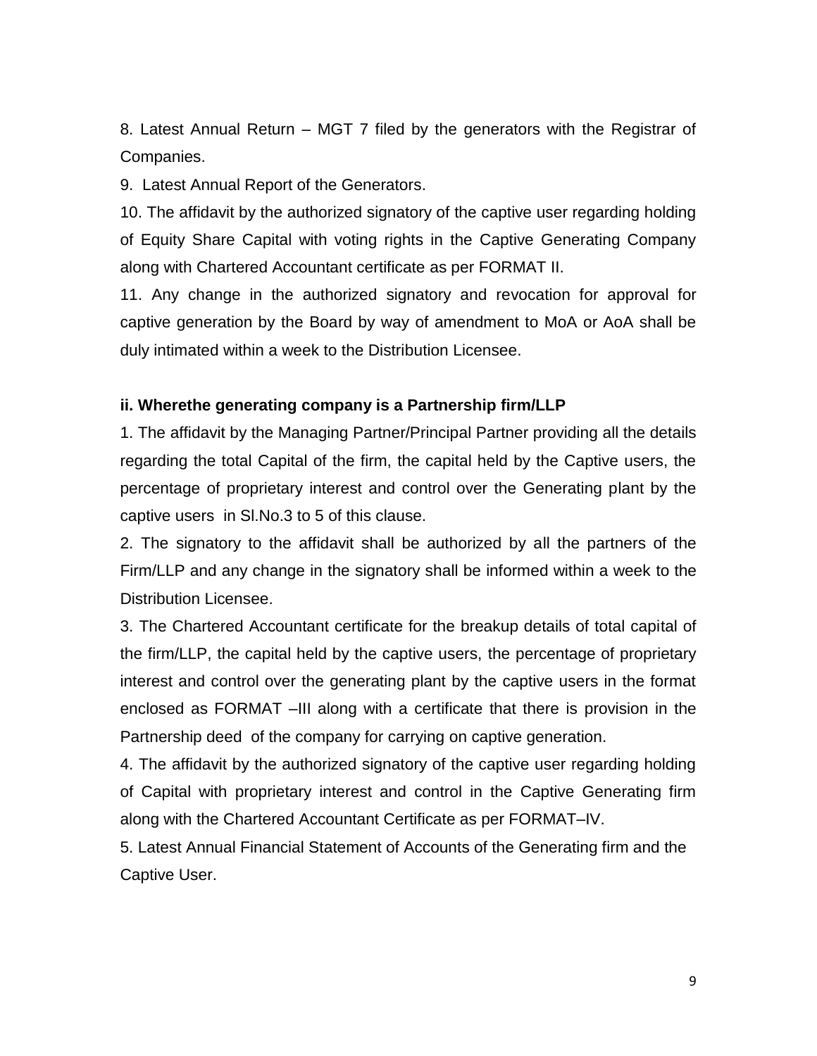8. Latest Annual Return – MGT 7 filed by the generators with the Registrar of Companies.

9. Latest Annual Report of the Generators.

10. The affidavit by the authorized signatory of the captive user regarding holding of Equity Share Capital with voting rights in the Captive Generating Company along with Chartered Accountant certificate as per FORMAT II.

11. Any change in the authorized signatory and revocation for approval for captive generation by the Board by way of amendment to MoA or AoA shall be duly intimated within a week to the Distribution Licensee.

**ii. Wherethe generating company is a Partnership firm/LLP**

1. The affidavit by the Managing Partner/Principal Partner providing all the details regarding the total Capital of the firm, the capital held by the Captive users, the percentage of proprietary interest and control over the Generating plant by the captive users in Sl.No.3 to 5 of this clause.

2. The signatory to the affidavit shall be authorized by all the partners of the Firm/LLP and any change in the signatory shall be informed within a week to the Distribution Licensee.

3. The Chartered Accountant certificate for the breakup details of total capital of the firm/LLP, the capital held by the captive users, the percentage of proprietary interest and control over the generating plant by the captive users in the format enclosed as FORMAT –III along with a certificate that there is provision in the Partnership deed of the company for carrying on captive generation.

4. The affidavit by the authorized signatory of the captive user regarding holding of Capital with proprietary interest and control in the Captive Generating firm along with the Chartered Accountant Certificate as per FORMAT–IV.

5. Latest Annual Financial Statement of Accounts of the Generating firm and the Captive User.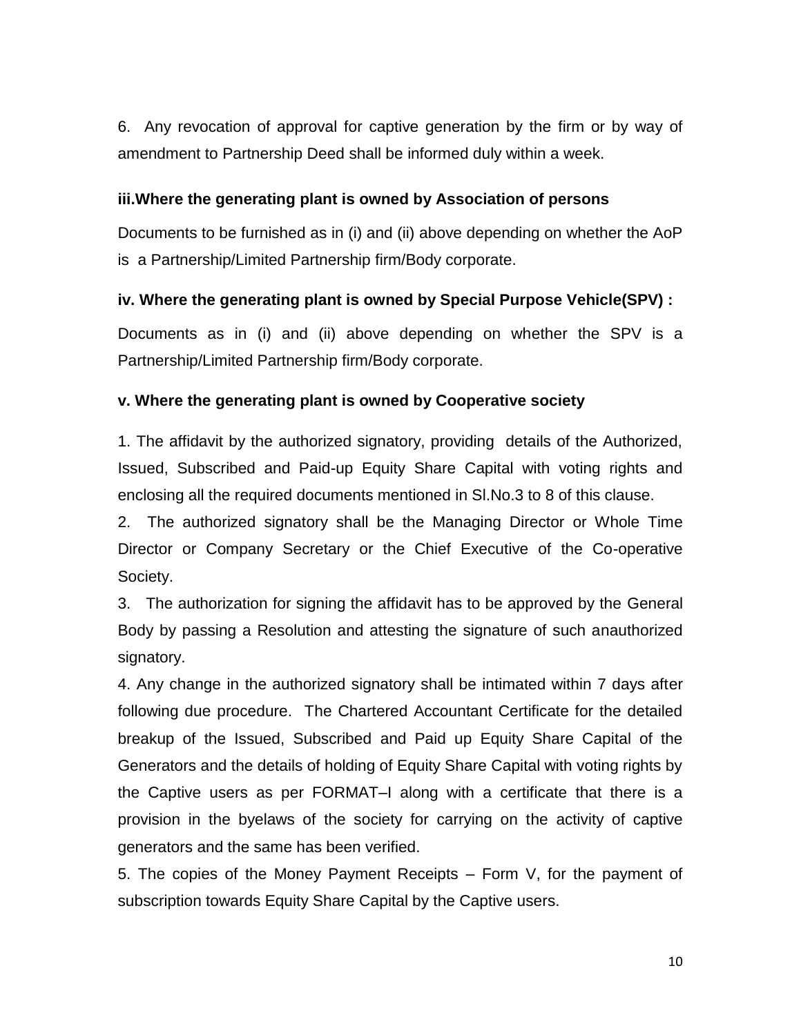6. Any revocation of approval for captive generation by the firm or by way of amendment to Partnership Deed shall be informed duly within a week.

**iii.Where the generating plant is owned by Association of persons**

Documents to be furnished as in (i) and (ii) above depending on whether the AoP is a Partnership/Limited Partnership firm/Body corporate.

**iv. Where the generating plant is owned by Special Purpose Vehicle(SPV) :**

Documents as in (i) and (ii) above depending on whether the SPV is a Partnership/Limited Partnership firm/Body corporate.

**v. Where the generating plant is owned by Cooperative society**

1. The affidavit by the authorized signatory, providing details of the Authorized, Issued, Subscribed and Paid-up Equity Share Capital with voting rights and enclosing all the required documents mentioned in Sl.No.3 to 8 of this clause.
2. The authorized signatory shall be the Managing Director or Whole Time Director or Company Secretary or the Chief Executive of the Co-operative Society.
3. The authorization for signing the affidavit has to be approved by the General Body by passing a Resolution and attesting the signature of such anauthorized signatory.
4. Any change in the authorized signatory shall be intimated within 7 days after following due procedure. The Chartered Accountant Certificate for the detailed breakup of the Issued, Subscribed and Paid up Equity Share Capital of the Generators and the details of holding of Equity Share Capital with voting rights by the Captive users as per FORMAT–I along with a certificate that there is a provision in the byelaws of the society for carrying on the activity of captive generators and the same has been verified.
5. The copies of the Money Payment Receipts – Form V, for the payment of subscription towards Equity Share Capital by the Captive users.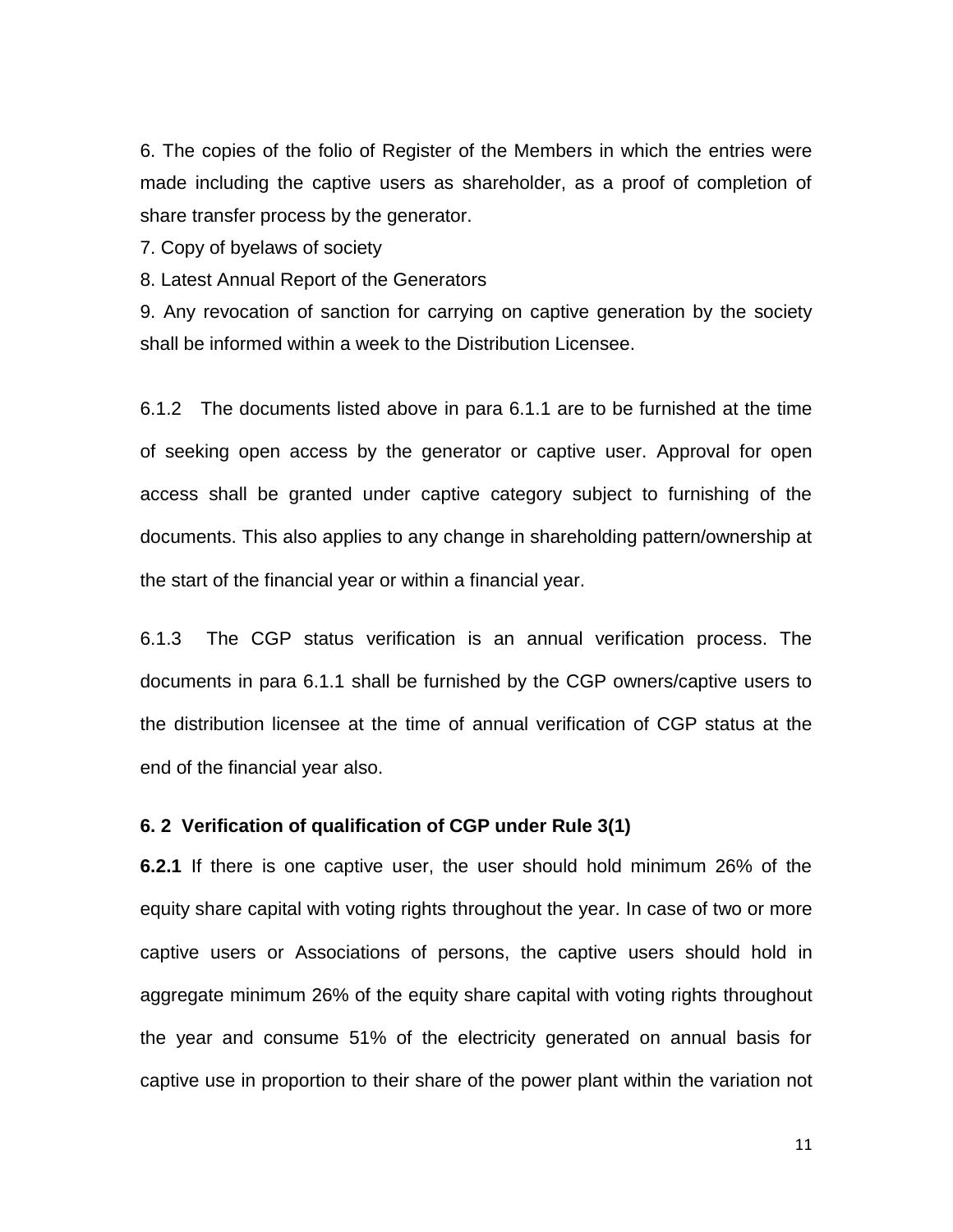6. The copies of the folio of Register of the Members in which the entries were made including the captive users as shareholder, as a proof of completion of share transfer process by the generator.

7. Copy of byelaws of society

8. Latest Annual Report of the Generators

9. Any revocation of sanction for carrying on captive generation by the society shall be informed within a week to the Distribution Licensee.

6.1.2 The documents listed above in para 6.1.1 are to be furnished at the time of seeking open access by the generator or captive user. Approval for open access shall be granted under captive category subject to furnishing of the documents. This also applies to any change in shareholding pattern/ownership at the start of the financial year or within a financial year.

6.1.3 The CGP status verification is an annual verification process. The documents in para 6.1.1 shall be furnished by the CGP owners/captive users to the distribution licensee at the time of annual verification of CGP status at the end of the financial year also.

### 6. 2 Verification of qualification of CGP under Rule 3(1)

**6.2.1** If there is one captive user, the user should hold minimum 26% of the equity share capital with voting rights throughout the year. In case of two or more captive users or Associations of persons, the captive users should hold in aggregate minimum 26% of the equity share capital with voting rights throughout the year and consume 51% of the electricity generated on annual basis for captive use in proportion to their share of the power plant within the variation not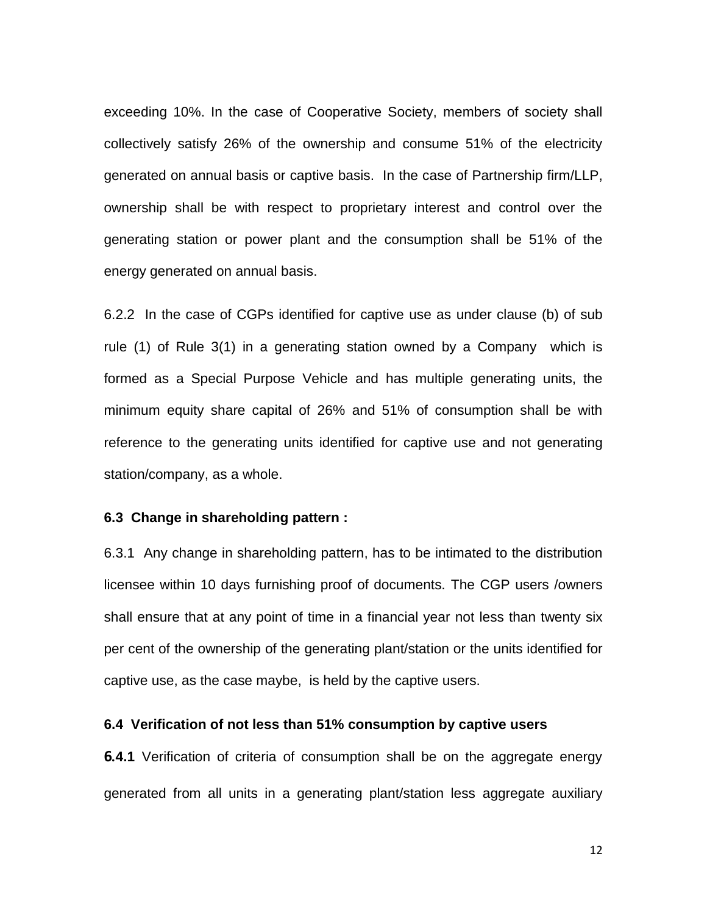exceeding 10%. In the case of Cooperative Society, members of society shall collectively satisfy 26% of the ownership and consume 51% of the electricity generated on annual basis or captive basis. In the case of Partnership firm/LLP, ownership shall be with respect to proprietary interest and control over the generating station or power plant and the consumption shall be 51% of the energy generated on annual basis.

6.2.2 In the case of CGPs identified for captive use as under clause (b) of sub rule (1) of Rule 3(1) in a generating station owned by a Company which is formed as a Special Purpose Vehicle and has multiple generating units, the minimum equity share capital of 26% and 51% of consumption shall be with reference to the generating units identified for captive use and not generating station/company, as a whole.

**6.3 Change in shareholding pattern :**

6.3.1 Any change in shareholding pattern, has to be intimated to the distribution licensee within 10 days furnishing proof of documents. The CGP users /owners shall ensure that at any point of time in a financial year not less than twenty six per cent of the ownership of the generating plant/station or the units identified for captive use, as the case maybe, is held by the captive users.

**6.4 Verification of not less than 51% consumption by captive users**

**6.4.1** Verification of criteria of consumption shall be on the aggregate energy generated from all units in a generating plant/station less aggregate auxiliary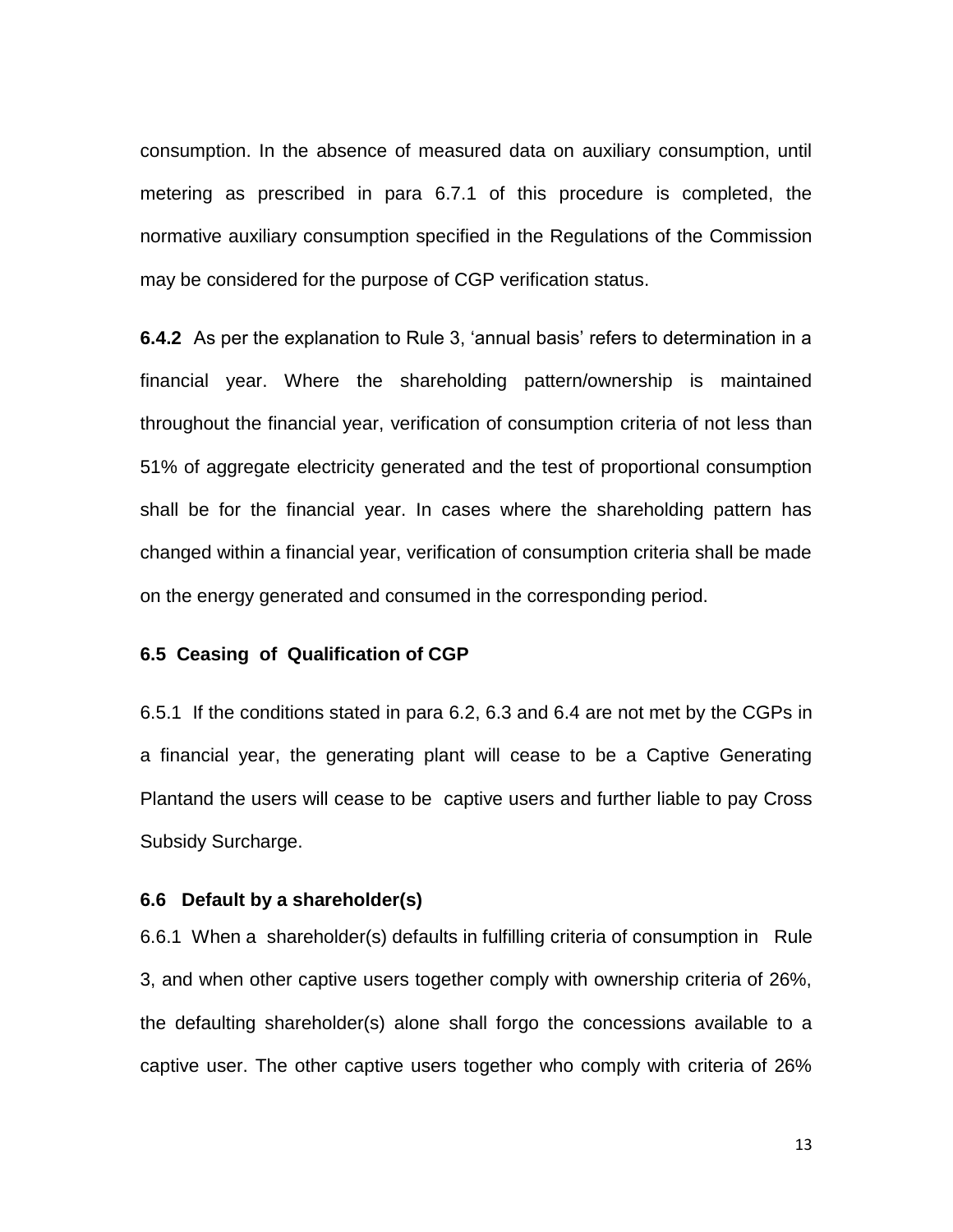consumption. In the absence of measured data on auxiliary consumption, until metering as prescribed in para 6.7.1 of this procedure is completed, the normative auxiliary consumption specified in the Regulations of the Commission may be considered for the purpose of CGP verification status.

**6.4.2** As per the explanation to Rule 3, 'annual basis' refers to determination in a financial year. Where the shareholding pattern/ownership is maintained throughout the financial year, verification of consumption criteria of not less than 51% of aggregate electricity generated and the test of proportional consumption shall be for the financial year. In cases where the shareholding pattern has changed within a financial year, verification of consumption criteria shall be made on the energy generated and consumed in the corresponding period.

### 6.5 Ceasing of Qualification of CGP

6.5.1 If the conditions stated in para 6.2, 6.3 and 6.4 are not met by the CGPs in a financial year, the generating plant will cease to be a Captive Generating Plantand the users will cease to be captive users and further liable to pay Cross Subsidy Surcharge.

### 6.6 Default by a shareholder(s)

6.6.1 When a shareholder(s) defaults in fulfilling criteria of consumption in Rule 3, and when other captive users together comply with ownership criteria of 26%, the defaulting shareholder(s) alone shall forgo the concessions available to a captive user. The other captive users together who comply with criteria of 26%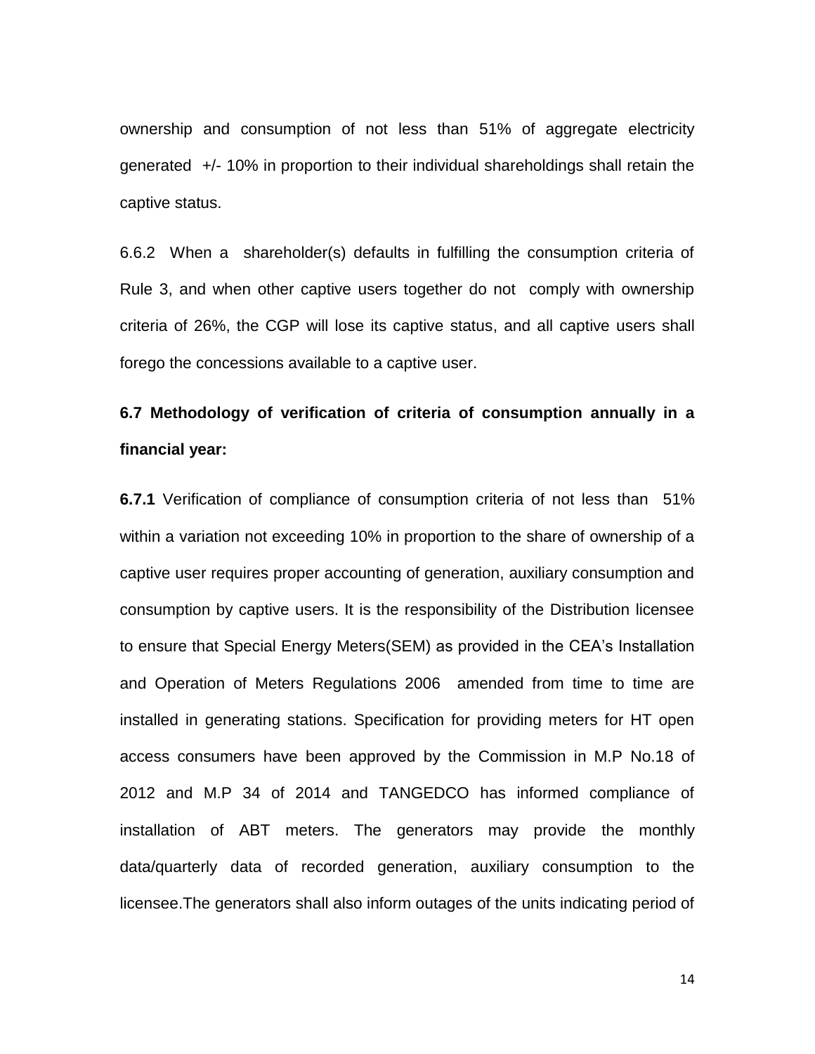ownership and consumption of not less than 51% of aggregate electricity generated +/- 10% in proportion to their individual shareholdings shall retain the captive status.

6.6.2 When a shareholder(s) defaults in fulfilling the consumption criteria of Rule 3, and when other captive users together do not comply with ownership criteria of 26%, the CGP will lose its captive status, and all captive users shall forego the concessions available to a captive user.

### 6.7 Methodology of verification of criteria of consumption annually in a financial year:

**6.7.1** Verification of compliance of consumption criteria of not less than 51% within a variation not exceeding 10% in proportion to the share of ownership of a captive user requires proper accounting of generation, auxiliary consumption and consumption by captive users. It is the responsibility of the Distribution licensee to ensure that Special Energy Meters(SEM) as provided in the CEA's Installation and Operation of Meters Regulations 2006 amended from time to time are installed in generating stations. Specification for providing meters for HT open access consumers have been approved by the Commission in M.P No.18 of 2012 and M.P 34 of 2014 and TANGEDCO has informed compliance of installation of ABT meters. The generators may provide the monthly data/quarterly data of recorded generation, auxiliary consumption to the licensee.The generators shall also inform outages of the units indicating period of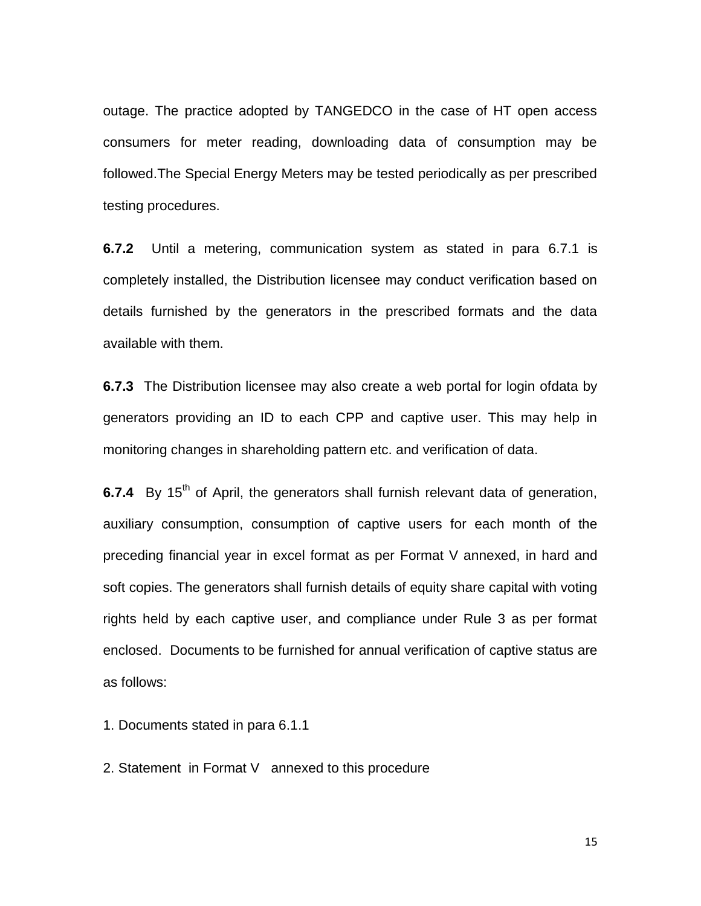outage. The practice adopted by TANGEDCO in the case of HT open access consumers for meter reading, downloading data of consumption may be followed.The Special Energy Meters may be tested periodically as per prescribed testing procedures.

**6.7.2** Until a metering, communication system as stated in para 6.7.1 is completely installed, the Distribution licensee may conduct verification based on details furnished by the generators in the prescribed formats and the data available with them.

**6.7.3** The Distribution licensee may also create a web portal for login ofdata by generators providing an ID to each CPP and captive user. This may help in monitoring changes in shareholding pattern etc. and verification of data.

**6.7.4** By 15th of April, the generators shall furnish relevant data of generation, auxiliary consumption, consumption of captive users for each month of the preceding financial year in excel format as per Format V annexed, in hard and soft copies. The generators shall furnish details of equity share capital with voting rights held by each captive user, and compliance under Rule 3 as per format enclosed. Documents to be furnished for annual verification of captive status are as follows:

1. Documents stated in para 6.1.1
2. Statement in Format V annexed to this procedure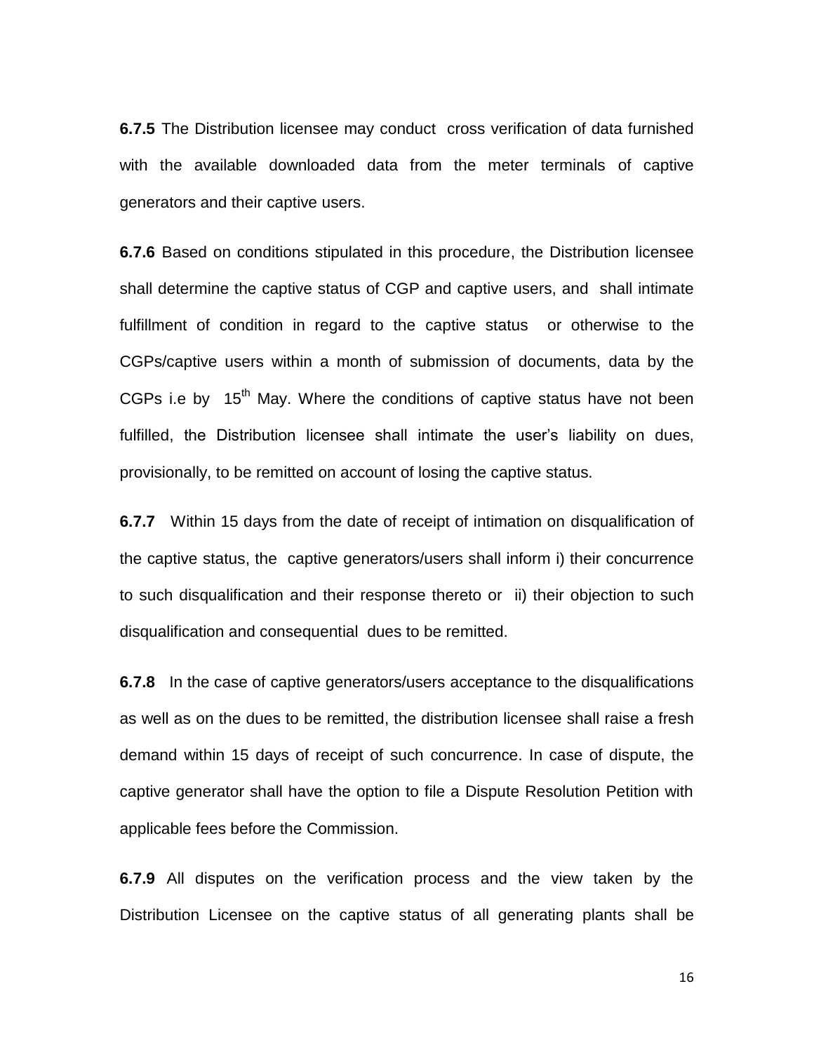**6.7.5** The Distribution licensee may conduct cross verification of data furnished with the available downloaded data from the meter terminals of captive generators and their captive users.

**6.7.6** Based on conditions stipulated in this procedure, the Distribution licensee shall determine the captive status of CGP and captive users, and shall intimate fulfillment of condition in regard to the captive status or otherwise to the CGPs/captive users within a month of submission of documents, data by the CGPs i.e by 15th May. Where the conditions of captive status have not been fulfilled, the Distribution licensee shall intimate the user's liability on dues, provisionally, to be remitted on account of losing the captive status.

**6.7.7** Within 15 days from the date of receipt of intimation on disqualification of the captive status, the captive generators/users shall inform i) their concurrence to such disqualification and their response thereto or ii) their objection to such disqualification and consequential dues to be remitted.

**6.7.8** In the case of captive generators/users acceptance to the disqualifications as well as on the dues to be remitted, the distribution licensee shall raise a fresh demand within 15 days of receipt of such concurrence. In case of dispute, the captive generator shall have the option to file a Dispute Resolution Petition with applicable fees before the Commission.

**6.7.9** All disputes on the verification process and the view taken by the Distribution Licensee on the captive status of all generating plants shall be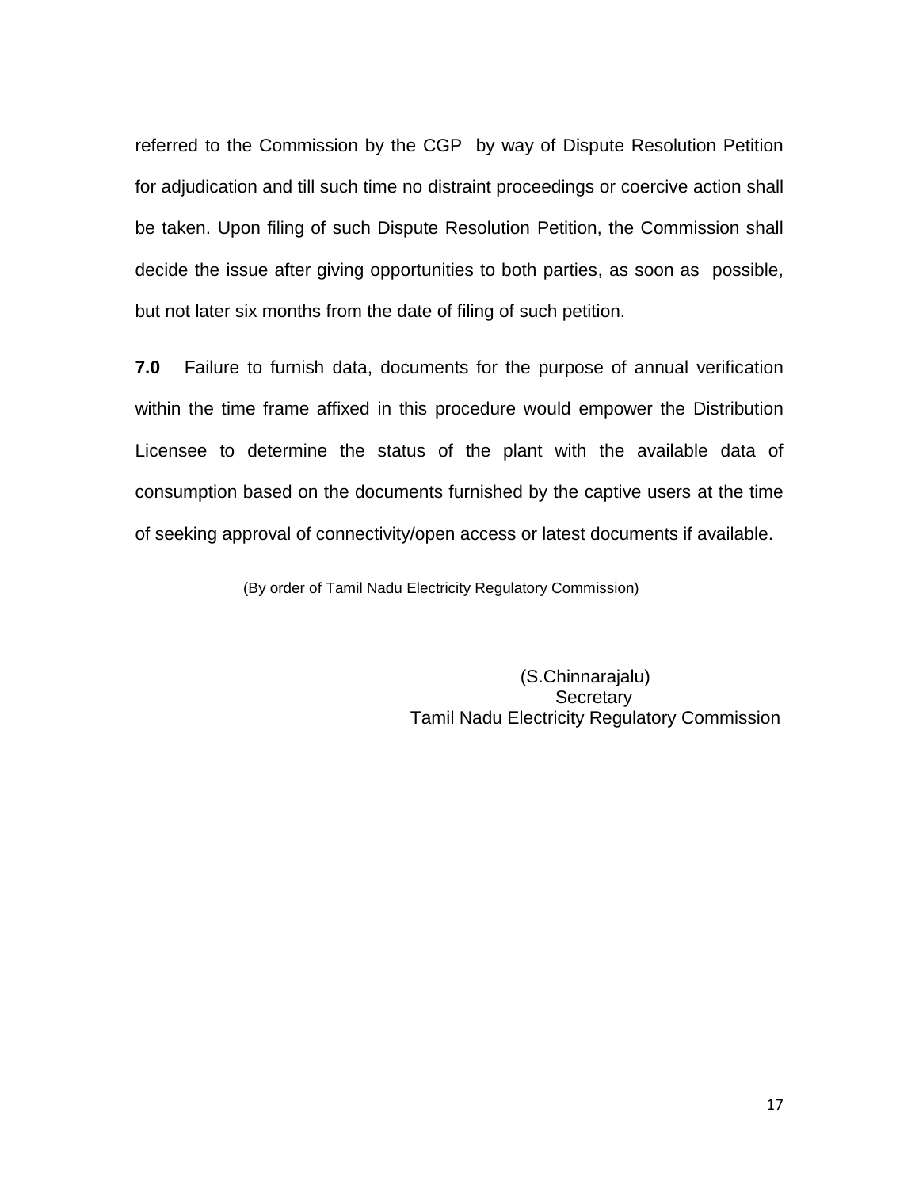referred to the Commission by the CGP by way of Dispute Resolution Petition for adjudication and till such time no distraint proceedings or coercive action shall be taken. Upon filing of such Dispute Resolution Petition, the Commission shall decide the issue after giving opportunities to both parties, as soon as possible, but not later six months from the date of filing of such petition.

**7.0** Failure to furnish data, documents for the purpose of annual verification within the time frame affixed in this procedure would empower the Distribution Licensee to determine the status of the plant with the available data of consumption based on the documents furnished by the captive users at the time of seeking approval of connectivity/open access or latest documents if available.

(By order of Tamil Nadu Electricity Regulatory Commission)

(S.Chinnarajalu)
Secretary
Tamil Nadu Electricity Regulatory Commission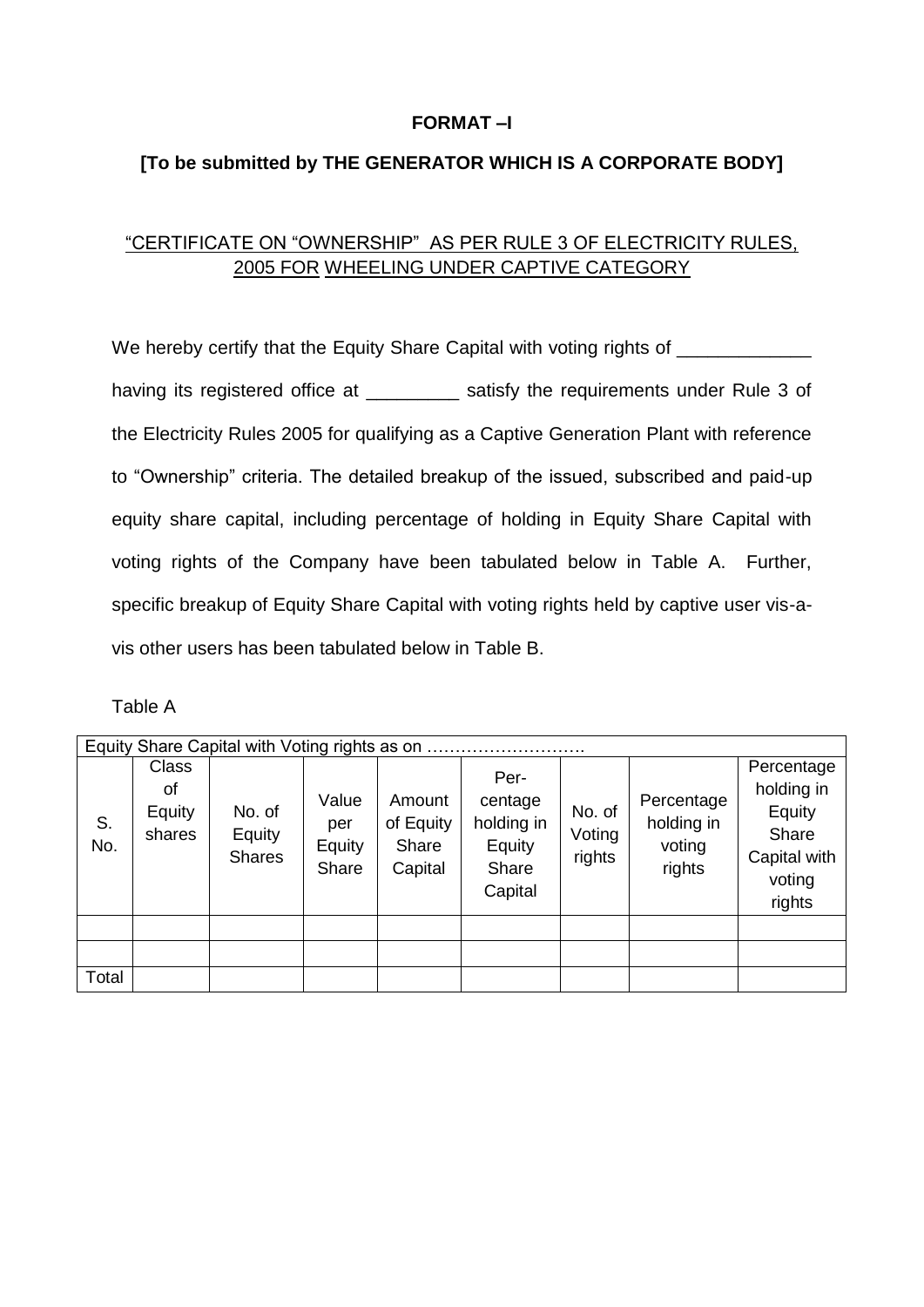**FORMAT –I**

**[To be submitted by THE GENERATOR WHICH IS A CORPORATE BODY]**

"CERTIFICATE ON "OWNERSHIP" AS PER RULE 3 OF ELECTRICITY RULES, 2005 FOR WHEELING UNDER CAPTIVE CATEGORY

We hereby certify that the Equity Share Capital with voting rights of _____________ having its registered office at _________ satisfy the requirements under Rule 3 of the Electricity Rules 2005 for qualifying as a Captive Generation Plant with reference to "Ownership" criteria. The detailed breakup of the issued, subscribed and paid-up equity share capital, including percentage of holding in Equity Share Capital with voting rights of the Company have been tabulated below in Table A. Further, specific breakup of Equity Share Capital with voting rights held by captive user vis-a-vis other users has been tabulated below in Table B.

Table A

| Equity Share Capital with Voting rights as on ………………………. | | | | | | | | |
|---|---|---|---|---|---|---|---|---|
| S. No. | Class of Equity shares | No. of Equity Shares | Value per Equity Share | Amount of Equity Share Capital | Per-centage holding in Equity Share Capital | No. of Voting rights | Percentage holding in voting rights | Percentage holding in Equity Share Capital with voting rights |
| | | | | | | | | |
| | | | | | | | | |
| Total | | | | | | | | |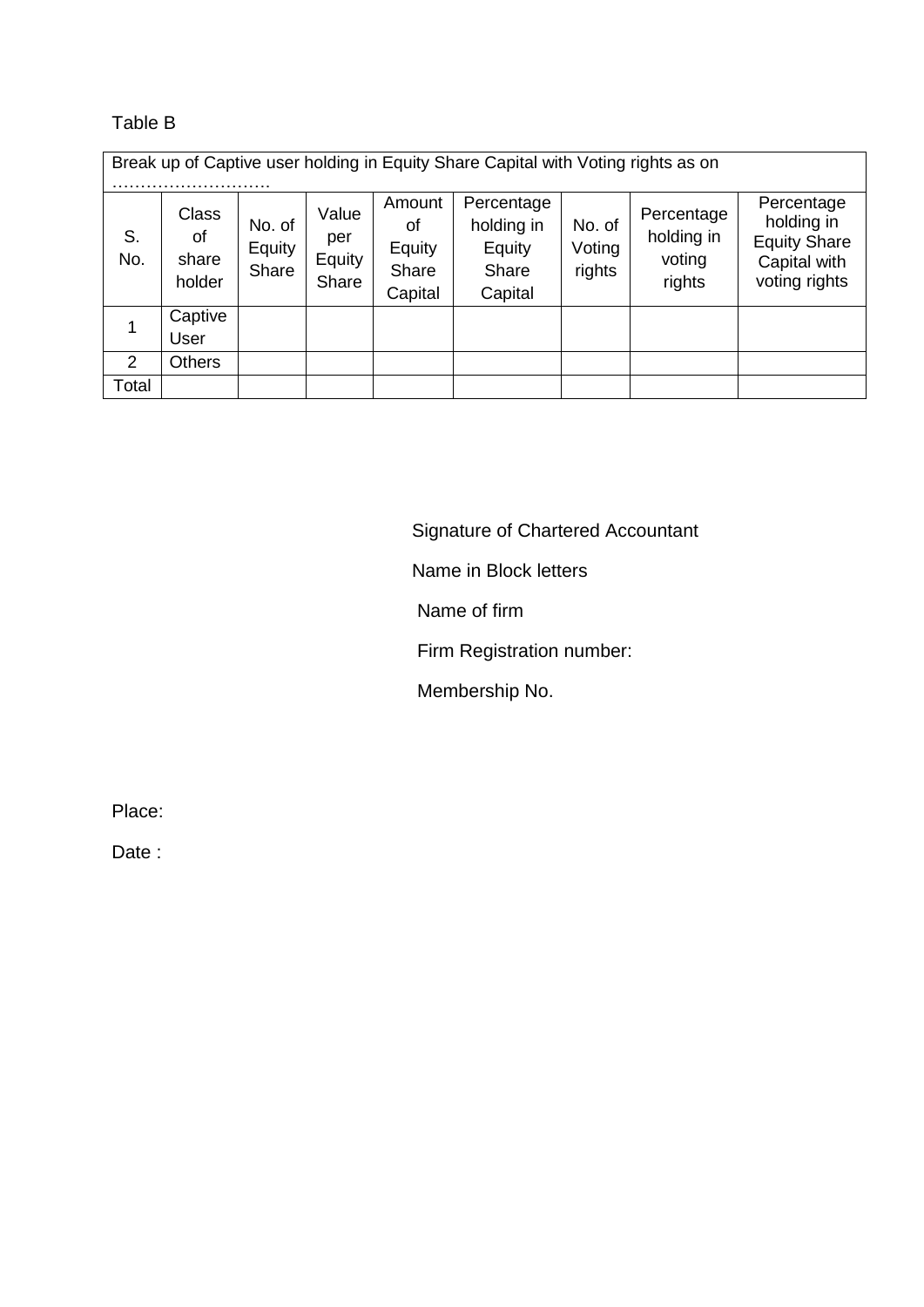Table B

| Break up of Captive user holding in Equity Share Capital with Voting rights as on ………………………. | | | | | | | | |
|---|---|---|---|---|---|---|---|---|
| S. No. | Class of share holder | No. of Equity Share | Value per Equity Share | Amount of Equity Share Capital | Percentage holding in Equity Share Capital | No. of Voting rights | Percentage holding in voting rights | Percentage holding in Equity Share Capital with voting rights |
| 1 | Captive User | | | | | | | |
| 2 | Others | | | | | | | |
| Total | | | | | | | | |

Signature of Chartered Accountant

Name in Block letters

Name of firm

Firm Registration number:

Membership No.

Place:

Date :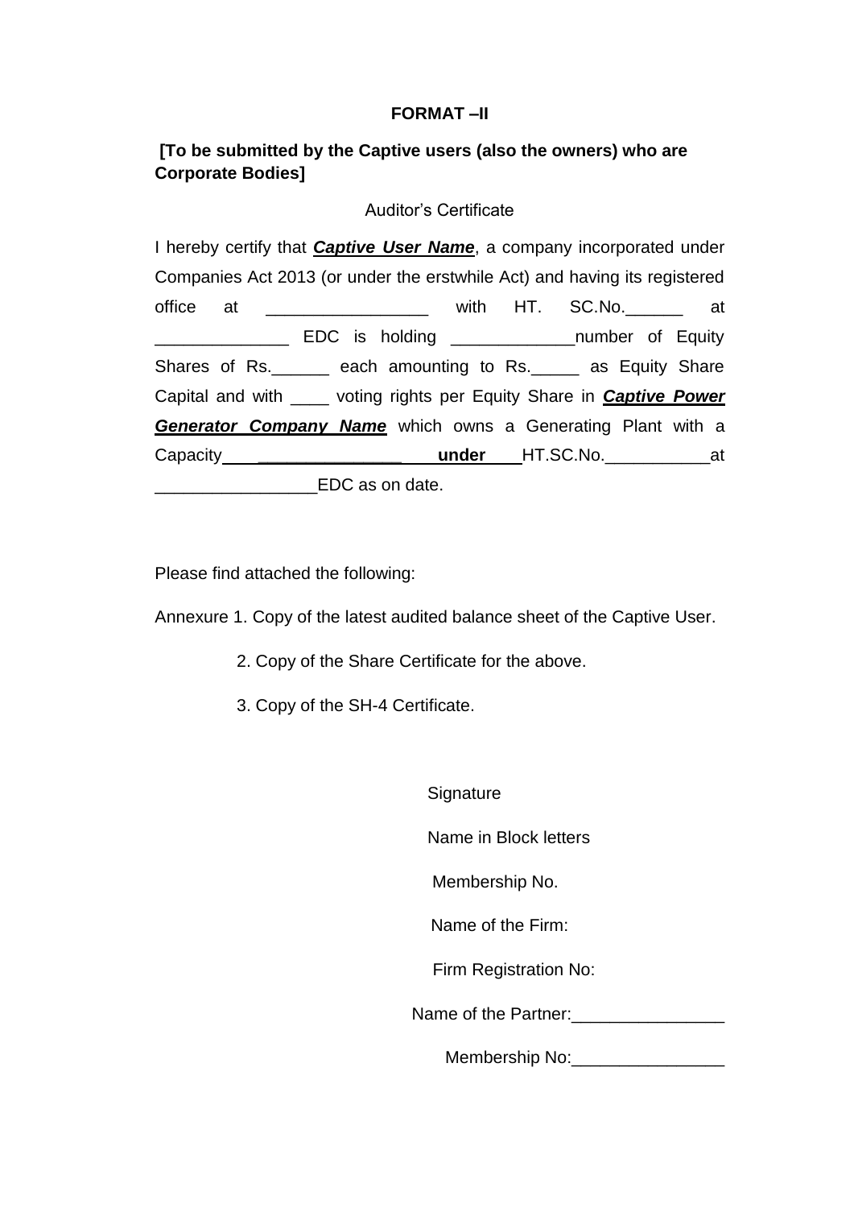**FORMAT –II**

**[To be submitted by the Captive users (also the owners) who are Corporate Bodies]**

Auditor's Certificate

I hereby certify that ***Captive User Name***, a company incorporated under Companies Act 2013 (or under the erstwhile Act) and having its registered office at _________________ with HT. SC.No.______ at ______________ EDC is holding _____________number of Equity Shares of Rs.______ each amounting to Rs._____ as Equity Share Capital and with ____ voting rights per Equity Share in ***Captive Power Generator Company Name*** which owns a Generating Plant with a Capacity_______________ **under** HT.SC.No.___________at _________________EDC as on date.

Please find attached the following:

Annexure 1. Copy of the latest audited balance sheet of the Captive User.

2. Copy of the Share Certificate for the above.

3. Copy of the SH-4 Certificate.

Signature

Name in Block letters

Membership No.

Name of the Firm:

Firm Registration No:

Name of the Partner:________________

Membership No:________________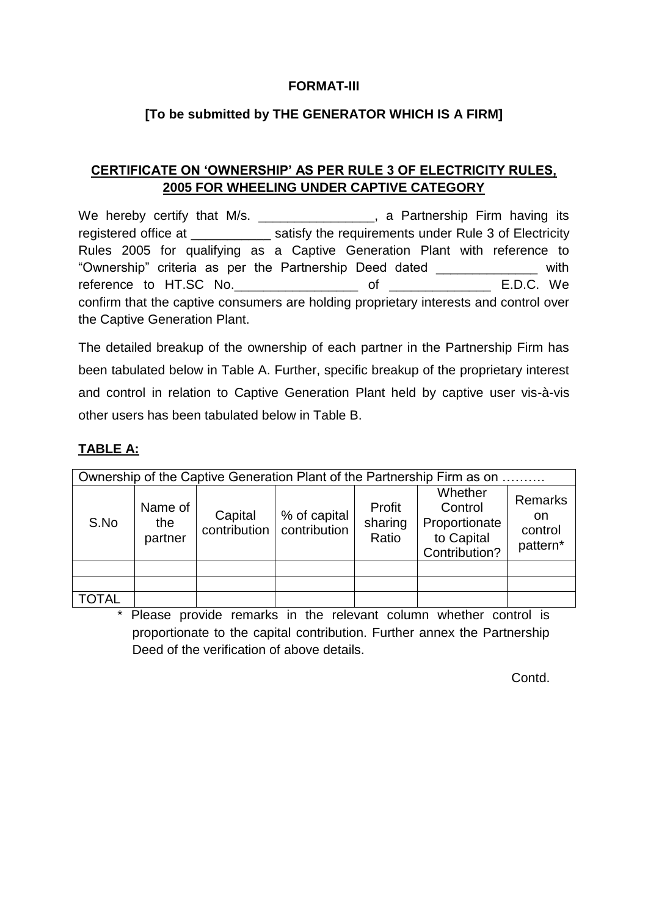**FORMAT-III**

**[To be submitted by THE GENERATOR WHICH IS A FIRM]**

**CERTIFICATE ON 'OWNERSHIP' AS PER RULE 3 OF ELECTRICITY RULES, 2005 FOR WHEELING UNDER CAPTIVE CATEGORY**

We hereby certify that M/s. ________________, a Partnership Firm having its registered office at ___________ satisfy the requirements under Rule 3 of Electricity Rules 2005 for qualifying as a Captive Generation Plant with reference to "Ownership" criteria as per the Partnership Deed dated ______________ with reference to HT.SC No._________________ of ______________ E.D.C. We confirm that the captive consumers are holding proprietary interests and control over the Captive Generation Plant.

The detailed breakup of the ownership of each partner in the Partnership Firm has been tabulated below in Table A. Further, specific breakup of the proprietary interest and control in relation to Captive Generation Plant held by captive user vis-à-vis other users has been tabulated below in Table B.

**TABLE A:**

| Ownership of the Captive Generation Plant of the Partnership Firm as on ………. | | | | | | |
|---|---|---|---|---|---|---|
| S.No | Name of the partner | Capital contribution | % of capital contribution | Profit sharing Ratio | Whether Control Proportionate to Capital Contribution? | Remarks on control pattern* |
| | | | | | | |
| | | | | | | |
| TOTAL | | | | | | |

\* Please provide remarks in the relevant column whether control is proportionate to the capital contribution. Further annex the Partnership Deed of the verification of above details.

Contd.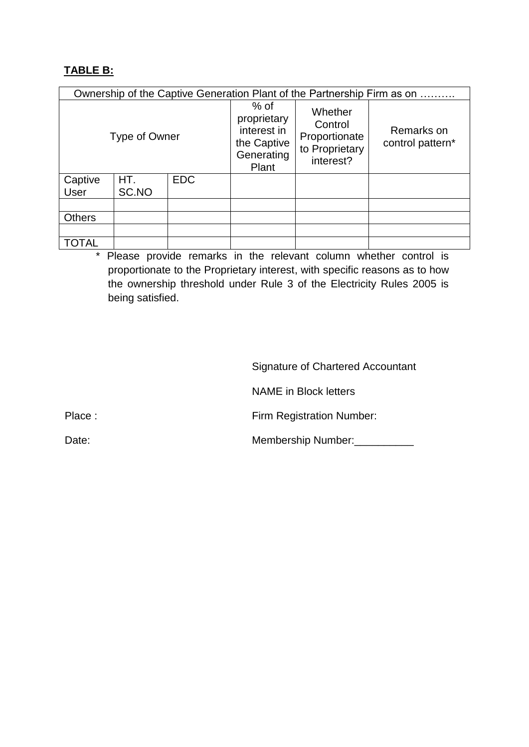**TABLE B:**

| Ownership of the Captive Generation Plant of the Partnership Firm as on ………. | | | | | |
|---|---|---|---|---|---|
| Type of Owner | | | % of proprietary interest in the Captive Generating Plant | Whether Control Proportionate to Proprietary interest? | Remarks on control pattern* |
| Captive User | HT. SC.NO | EDC | | | |
| | | | | | |
| Others | | | | | |
| | | | | | |
| TOTAL | | | | | |

\* Please provide remarks in the relevant column whether control is proportionate to the Proprietary interest, with specific reasons as to how the ownership threshold under Rule 3 of the Electricity Rules 2005 is being satisfied.

Signature of Chartered Accountant

NAME in Block letters

Place : Firm Registration Number:

Date: Membership Number:__________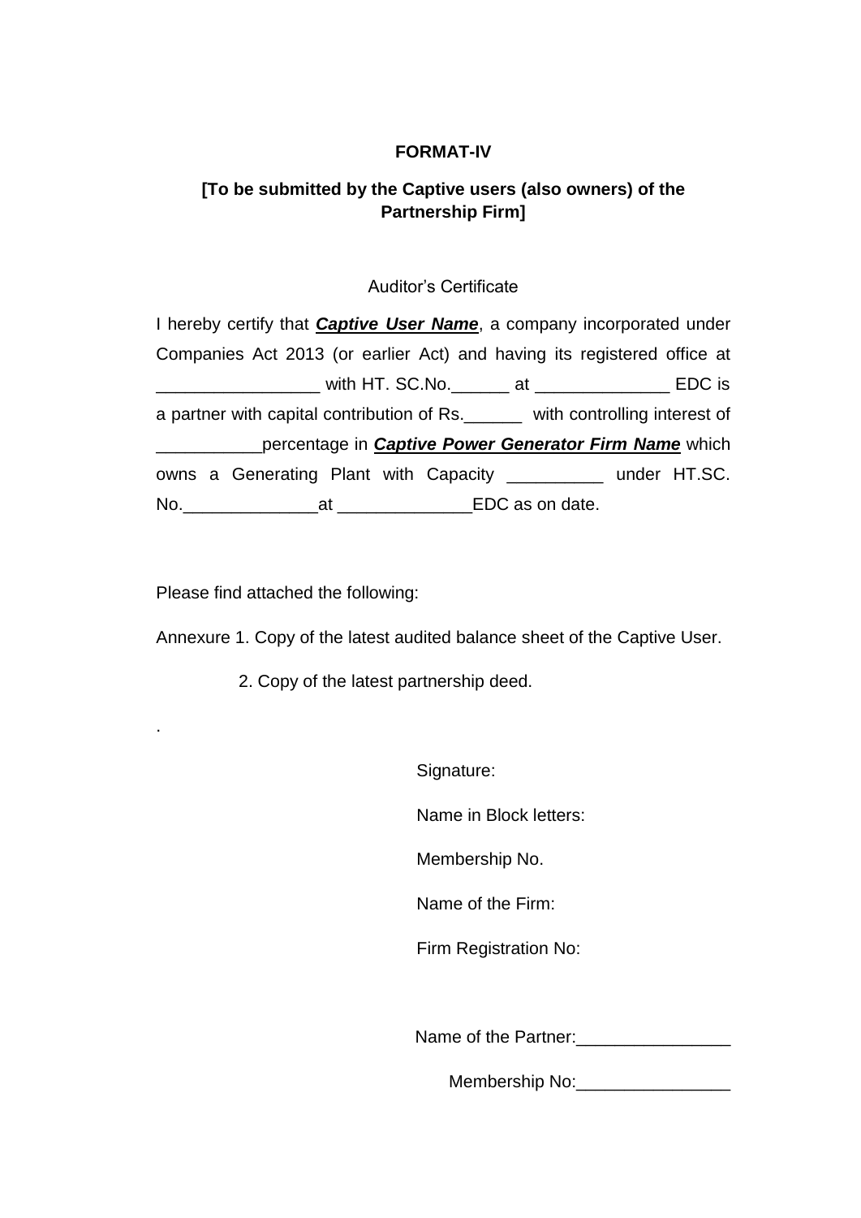**FORMAT-IV**

**[To be submitted by the Captive users (also owners) of the Partnership Firm]**

Auditor's Certificate

I hereby certify that ***Captive User Name***, a company incorporated under Companies Act 2013 (or earlier Act) and having its registered office at _________________ with HT. SC.No.______ at ______________ EDC is a partner with capital contribution of Rs.______ with controlling interest of ___________percentage in ***Captive Power Generator Firm Name*** which owns a Generating Plant with Capacity __________ under HT.SC. No.______________at ______________EDC as on date.

Please find attached the following:

Annexure 1. Copy of the latest audited balance sheet of the Captive User.

2. Copy of the latest partnership deed.

.

Signature:

Name in Block letters:

Membership No.

Name of the Firm:

Firm Registration No:

Name of the Partner:________________

Membership No:________________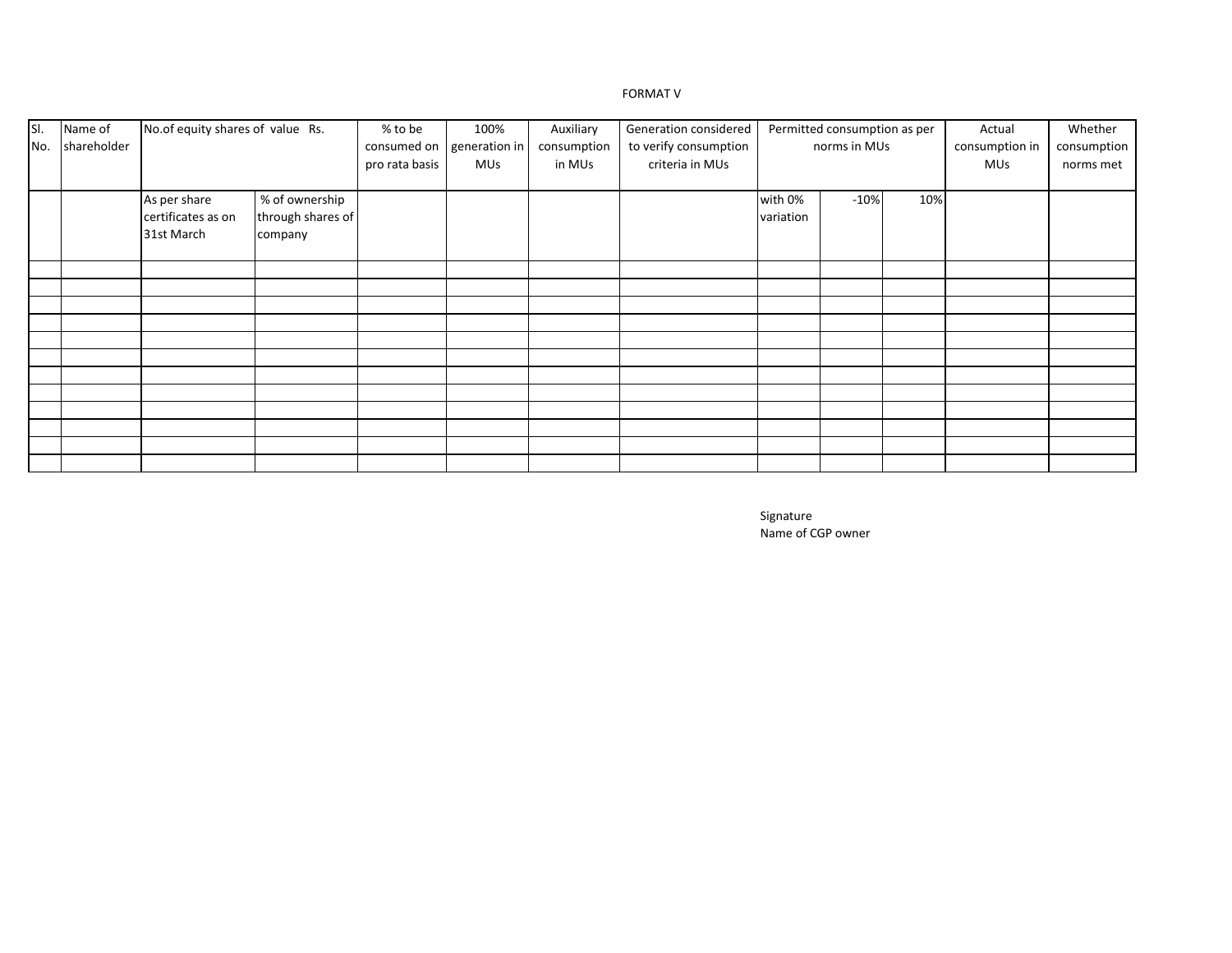FORMAT V

| Sl. No. | Name of shareholder | No.of equity shares of value Rs. | | % to be consumed on pro rata basis | 100% generation in MUs | Auxiliary consumption in MUs | Generation considered to verify consumption criteria in MUs | Permitted consumption as per norms in MUs | | | Actual consumption in MUs | Whether consumption norms met |
|---|---|---|---|---|---|---|---|---|---|---|---|---|
| | | As per share certificates as on 31st March | % of ownership through shares of company | | | | | with 0% variation | -10% | 10% | | |
| | | | | | | | | | | | | |
| | | | | | | | | | | | | |
| | | | | | | | | | | | | |
| | | | | | | | | | | | | |
| | | | | | | | | | | | | |
| | | | | | | | | | | | | |
| | | | | | | | | | | | | |
| | | | | | | | | | | | | |
| | | | | | | | | | | | | |
| | | | | | | | | | | | | |
| | | | | | | | | | | | | |
| | | | | | | | | | | | | |

Signature
Name of CGP owner